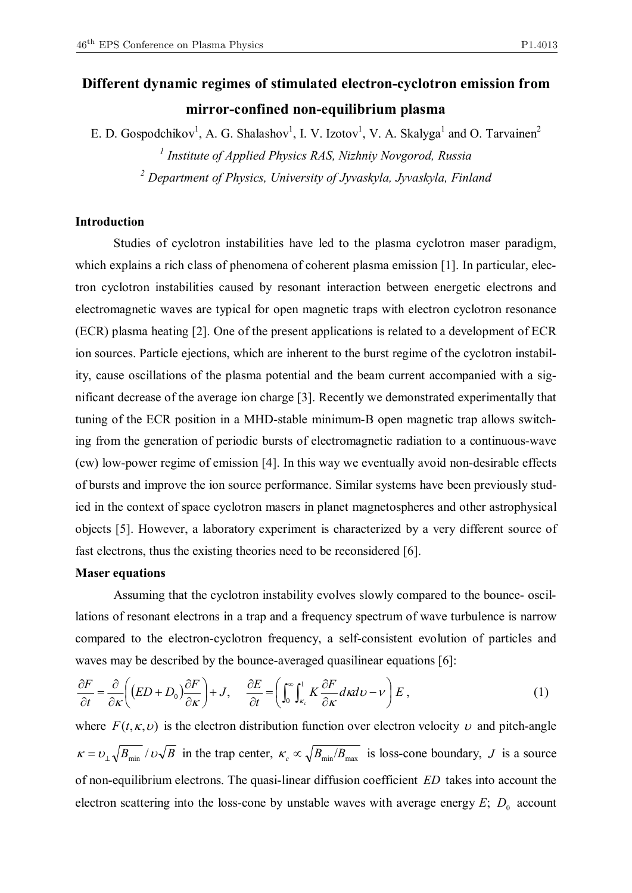# Different dynamic regimes of stimulated electron-cyclotron emission from mirror-confined non-equilibrium plasma

E. D. Gospodchikov[1], A. G. Shalashov[1], I. V. Izotov[1], V. A. Skalyga[1] and O. Tarvainen[2]

[1] *Institute of Applied Physics RAS, Nizhniy Novgorod, Russia*

[2] *Department of Physics, University of Jyvaskyla, Jyvaskyla, Finland*

### Introduction

Studies of cyclotron instabilities have led to the plasma cyclotron maser paradigm, which explains a rich class of phenomena of coherent plasma emission [1]. In particular, electron cyclotron instabilities caused by resonant interaction between energetic electrons and electromagnetic waves are typical for open magnetic traps with electron cyclotron resonance (ECR) plasma heating [2]. One of the present applications is related to a development of ECR ion sources. Particle ejections, which are inherent to the burst regime of the cyclotron instability, cause oscillations of the plasma potential and the beam current accompanied with a significant decrease of the average ion charge [3]. Recently we demonstrated experimentally that tuning of the ECR position in a MHD-stable minimum-B open magnetic trap allows switching from the generation of periodic bursts of electromagnetic radiation to a continuous-wave (cw) low-power regime of emission [4]. In this way we eventually avoid non-desirable effects of bursts and improve the ion source performance. Similar systems have been previously studied in the context of space cyclotron masers in planet magnetospheres and other astrophysical objects [5]. However, a laboratory experiment is characterized by a very different source of fast electrons, thus the existing theories need to be reconsidered [6].

### Maser equations

Assuming that the cyclotron instability evolves slowly compared to the bounce- oscillations of resonant electrons in a trap and a frequency spectrum of wave turbulence is narrow compared to the electron-cyclotron frequency, a self-consistent evolution of particles and waves may be described by the bounce-averaged quasilinear equations [6]:

$$\frac{\partial F}{\partial t} = \frac{\partial}{\partial \kappa}\left(\left(ED + D_0\right)\frac{\partial F}{\partial \kappa}\right) + J, \quad \frac{\partial E}{\partial t} = \left(\int_0^{\infty}\int_{\kappa_c}^{1} K\,\frac{\partial F}{\partial \kappa}\,d\kappa d\upsilon - \nu\right)E\,, \tag{1}$$

where $F(t,\kappa,\upsilon)$ is the electron distribution function over electron velocity $\upsilon$ and pitch-angle $\kappa = \upsilon_{\perp}\sqrt{B_{\min}}/\upsilon\sqrt{B}$ in the trap center, $\kappa_c \propto \sqrt{B_{\min}/B_{\max}}$ is loss-cone boundary, $J$ is a source of non-equilibrium electrons. The quasi-linear diffusion coefficient $ED$ takes into account the electron scattering into the loss-cone by unstable waves with average energy $E$; $D_0$ account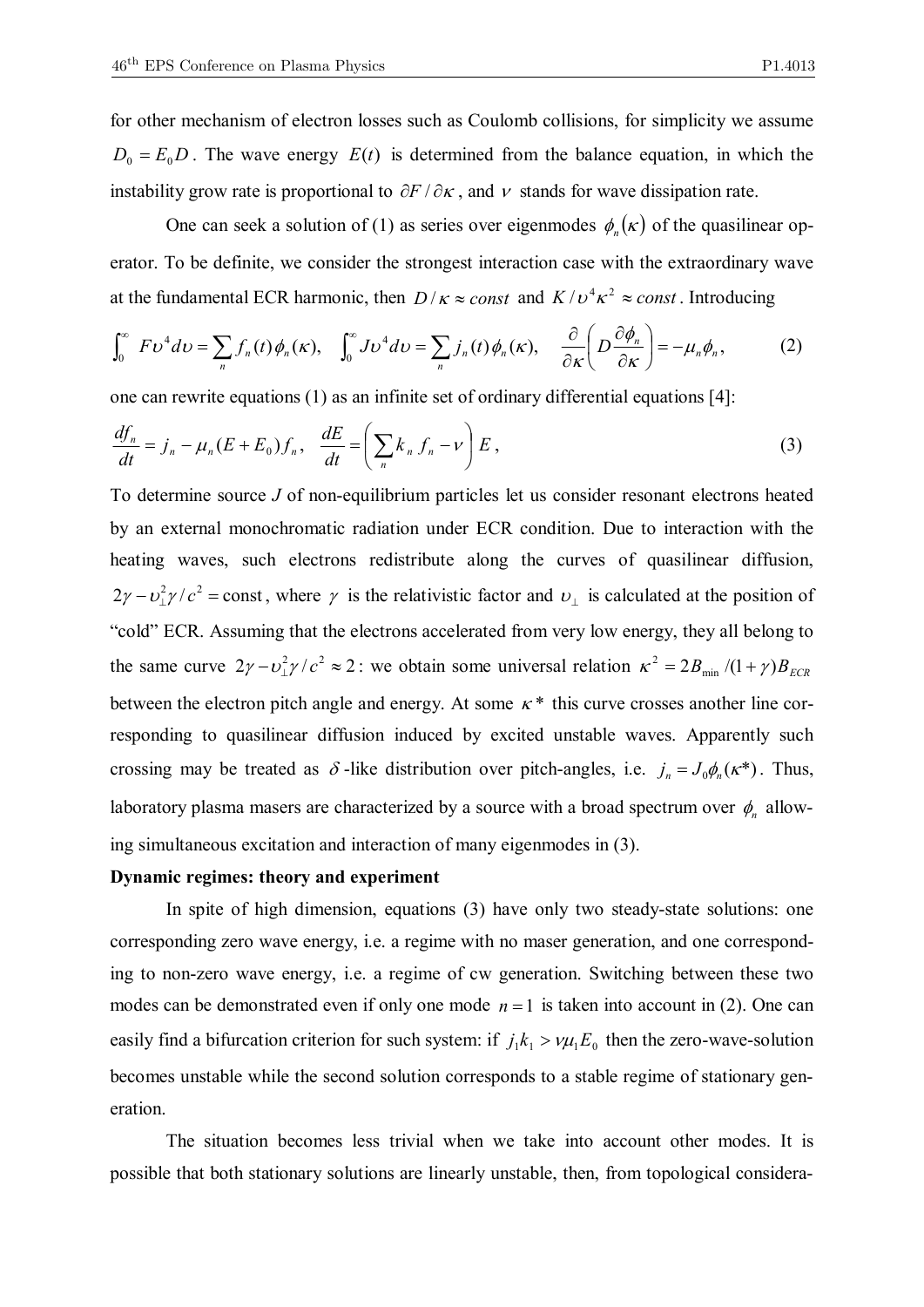for other mechanism of electron losses such as Coulomb collisions, for simplicity we assume $D_0 = E_0 D$. The wave energy $E(t)$ is determined from the balance equation, in which the instability grow rate is proportional to $\partial F / \partial \kappa$, and $\nu$ stands for wave dissipation rate.

One can seek a solution of (1) as series over eigenmodes $\phi_n(\kappa)$ of the quasilinear operator. To be definite, we consider the strongest interaction case with the extraordinary wave at the fundamental ECR harmonic, then $D/\kappa \approx const$ and $K/\upsilon^4\kappa^2 \approx const$. Introducing

$$\int_0^\infty F\upsilon^4 d\upsilon = \sum_n f_n(t)\phi_n(\kappa), \quad \int_0^\infty J\upsilon^4 d\upsilon = \sum_n j_n(t)\phi_n(\kappa), \quad \frac{\partial}{\partial \kappa}\left(D\frac{\partial \phi_n}{\partial \kappa}\right) = -\mu_n \phi_n, \tag{2}$$

one can rewrite equations (1) as an infinite set of ordinary differential equations [4]:

$$\frac{df_n}{dt} = j_n - \mu_n (E + E_0) f_n, \quad \frac{dE}{dt} = \left(\sum_n k_n f_n - \nu\right) E, \tag{3}$$

To determine source $J$ of non-equilibrium particles let us consider resonant electrons heated by an external monochromatic radiation under ECR condition. Due to interaction with the heating waves, such electrons redistribute along the curves of quasilinear diffusion, $2\gamma - \upsilon_\perp^2 \gamma / c^2 = \text{const}$, where $\gamma$ is the relativistic factor and $\upsilon_\perp$ is calculated at the position of "cold" ECR. Assuming that the electrons accelerated from very low energy, they all belong to the same curve $2\gamma - \upsilon_\perp^2 \gamma / c^2 \approx 2$: we obtain some universal relation $\kappa^2 = 2B_{\min}/(1+\gamma)B_{ECR}$ between the electron pitch angle and energy. At some $\kappa^*$ this curve crosses another line corresponding to quasilinear diffusion induced by excited unstable waves. Apparently such crossing may be treated as $\delta$-like distribution over pitch-angles, i.e. $j_n = J_0 \phi_n(\kappa^*)$. Thus, laboratory plasma masers are characterized by a source with a broad spectrum over $\phi_n$ allowing simultaneous excitation and interaction of many eigenmodes in (3).

**Dynamic regimes: theory and experiment**

In spite of high dimension, equations (3) have only two steady-state solutions: one corresponding zero wave energy, i.e. a regime with no maser generation, and one corresponding to non-zero wave energy, i.e. a regime of cw generation. Switching between these two modes can be demonstrated even if only one mode $n = 1$ is taken into account in (2). One can easily find a bifurcation criterion for such system: if $j_1 k_1 > \nu \mu_1 E_0$ then the zero-wave-solution becomes unstable while the second solution corresponds to a stable regime of stationary generation.

The situation becomes less trivial when we take into account other modes. It is possible that both stationary solutions are linearly unstable, then, from topological considera-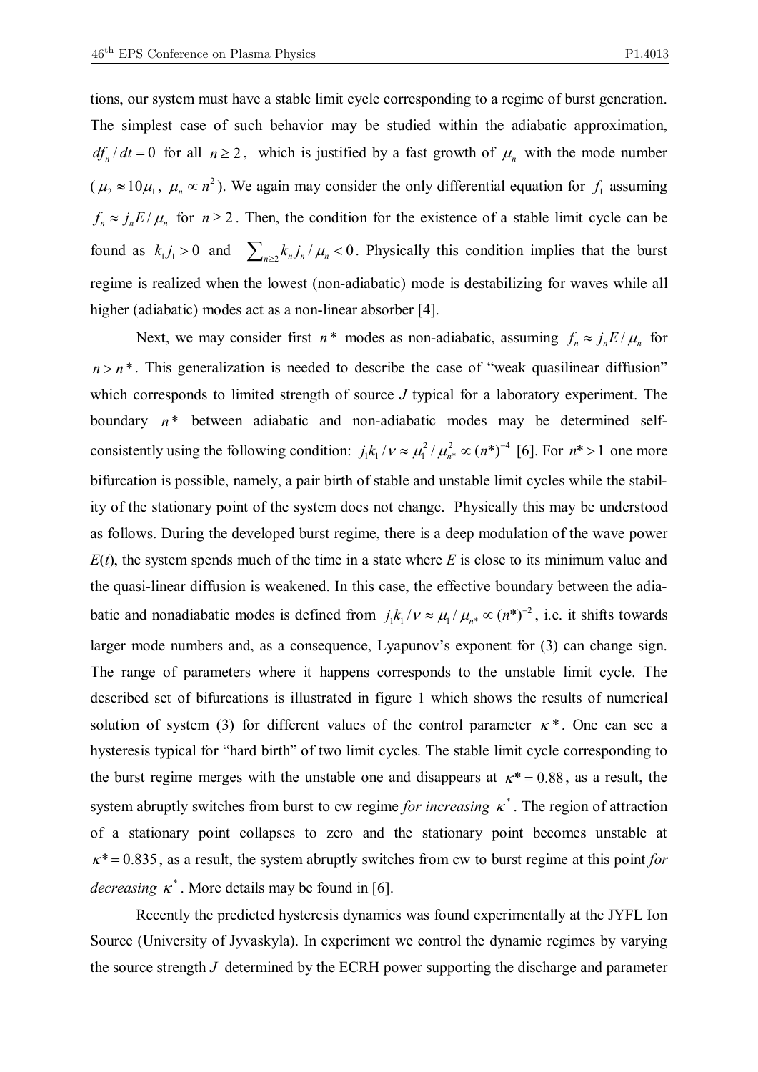tions, our system must have a stable limit cycle corresponding to a regime of burst generation. The simplest case of such behavior may be studied within the adiabatic approximation, $df_n/dt = 0$ for all $n \geq 2$, which is justified by a fast growth of $\mu_n$ with the mode number ($\mu_2 \approx 10\mu_1$, $\mu_n \propto n^2$). We again may consider the only differential equation for $f_1$ assuming $f_n \approx j_n E/\mu_n$ for $n \geq 2$. Then, the condition for the existence of a stable limit cycle can be found as $k_1 j_1 > 0$ and $\sum_{n\geq 2} k_n j_n/\mu_n < 0$. Physically this condition implies that the burst regime is realized when the lowest (non-adiabatic) mode is destabilizing for waves while all higher (adiabatic) modes act as a non-linear absorber [4].

Next, we may consider first $n^*$ modes as non-adiabatic, assuming $f_n \approx j_n E/\mu_n$ for $n > n^*$. This generalization is needed to describe the case of "weak quasilinear diffusion" which corresponds to limited strength of source $J$ typical for a laboratory experiment. The boundary $n^*$ between adiabatic and non-adiabatic modes may be determined self-consistently using the following condition: $j_1 k_1/\nu \approx \mu_1^2/\mu_{n^*}^2 \propto (n^*)^{-4}$ [6]. For $n^* > 1$ one more bifurcation is possible, namely, a pair birth of stable and unstable limit cycles while the stability of the stationary point of the system does not change. Physically this may be understood as follows. During the developed burst regime, there is a deep modulation of the wave power $E(t)$, the system spends much of the time in a state where $E$ is close to its minimum value and the quasi-linear diffusion is weakened. In this case, the effective boundary between the adiabatic and nonadiabatic modes is defined from $j_1 k_1/\nu \approx \mu_1/\mu_{n^*} \propto (n^*)^{-2}$, i.e. it shifts towards larger mode numbers and, as a consequence, Lyapunov's exponent for (3) can change sign. The range of parameters where it happens corresponds to the unstable limit cycle. The described set of bifurcations is illustrated in figure 1 which shows the results of numerical solution of system (3) for different values of the control parameter $\kappa^*$. One can see a hysteresis typical for "hard birth" of two limit cycles. The stable limit cycle corresponding to the burst regime merges with the unstable one and disappears at $\kappa^* = 0.88$, as a result, the system abruptly switches from burst to cw regime *for increasing* $\kappa^*$. The region of attraction of a stationary point collapses to zero and the stationary point becomes unstable at $\kappa^* = 0.835$, as a result, the system abruptly switches from cw to burst regime at this point *for decreasing* $\kappa^*$. More details may be found in [6].

Recently the predicted hysteresis dynamics was found experimentally at the JYFL Ion Source (University of Jyvaskyla). In experiment we control the dynamic regimes by varying the source strength $J$ determined by the ECRH power supporting the discharge and parameter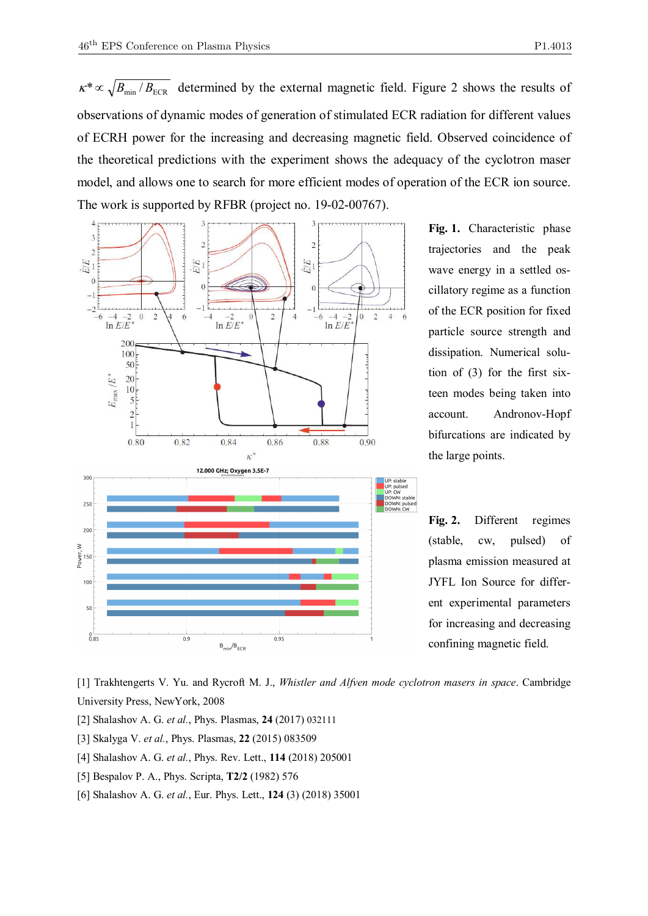$\kappa^* \propto \sqrt{B_{\min}/B_{\text{ECR}}}$ determined by the external magnetic field. Figure 2 shows the results of observations of dynamic modes of generation of stimulated ECR radiation for different values of ECRH power for the increasing and decreasing magnetic field. Observed coincidence of the theoretical predictions with the experiment shows the adequacy of the cyclotron maser model, and allows one to search for more efficient modes of operation of the ECR ion source. The work is supported by RFBR (project no. 19-02-00767).

**Fig. 1.** Characteristic phase trajectories and the peak wave energy in a settled oscillatory regime as a function of the ECR position for fixed particle source strength and dissipation. Numerical solution of (3) for the first sixteen modes being taken into account. Andronov-Hopf bifurcations are indicated by the large points.

**Fig. 2.** Different regimes (stable, cw, pulsed) of plasma emission measured at JYFL Ion Source for different experimental parameters for increasing and decreasing confining magnetic field.

[1] Trakhtengerts V. Yu. and Rycroft M. J., *Whistler and Alfven mode cyclotron masers in space*. Cambridge University Press, NewYork, 2008

[2] Shalashov A. G. *et al.*, Phys. Plasmas, **24** (2017) 032111

[3] Skalyga V. *et al.*, Phys. Plasmas, **22** (2015) 083509

[4] Shalashov A. G. *et al.*, Phys. Rev. Lett., **114** (2018) 205001

[5] Bespalov P. A., Phys. Scripta, **T2/2** (1982) 576

[6] Shalashov A. G. *et al.*, Eur. Phys. Lett., **124** (3) (2018) 35001